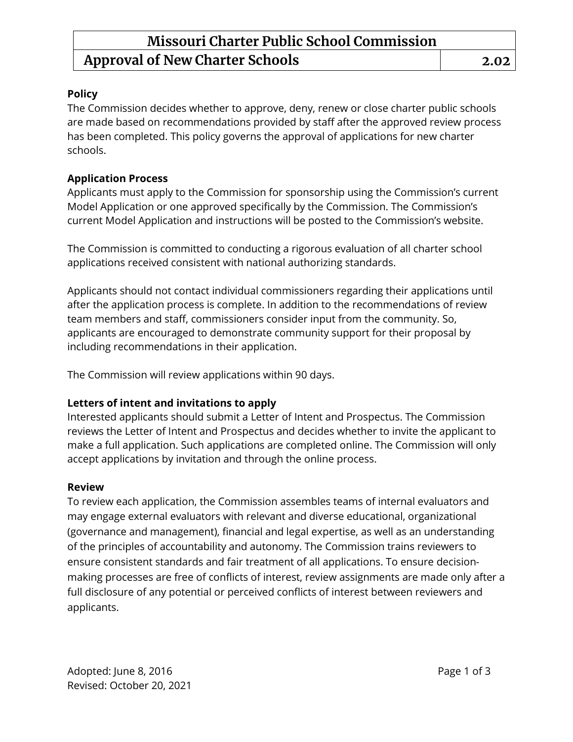# Missouri Charter Public School Commission

## Approval of New Charter Schools — 2.02

**Policy**

The Commission decides whether to approve, deny, renew or close charter public schools are made based on recommendations provided by staff after the approved review process has been completed. This policy governs the approval of applications for new charter schools.

**Application Process**

Applicants must apply to the Commission for sponsorship using the Commission's current Model Application or one approved specifically by the Commission. The Commission's current Model Application and instructions will be posted to the Commission's website.

The Commission is committed to conducting a rigorous evaluation of all charter school applications received consistent with national authorizing standards.

Applicants should not contact individual commissioners regarding their applications until after the application process is complete. In addition to the recommendations of review team members and staff, commissioners consider input from the community. So, applicants are encouraged to demonstrate community support for their proposal by including recommendations in their application.

The Commission will review applications within 90 days.

**Letters of intent and invitations to apply**

Interested applicants should submit a Letter of Intent and Prospectus. The Commission reviews the Letter of Intent and Prospectus and decides whether to invite the applicant to make a full application. Such applications are completed online. The Commission will only accept applications by invitation and through the online process.

**Review**

To review each application, the Commission assembles teams of internal evaluators and may engage external evaluators with relevant and diverse educational, organizational (governance and management), financial and legal expertise, as well as an understanding of the principles of accountability and autonomy. The Commission trains reviewers to ensure consistent standards and fair treatment of all applications. To ensure decision-making processes are free of conflicts of interest, review assignments are made only after a full disclosure of any potential or perceived conflicts of interest between reviewers and applicants.

Adopted: June 8, 2016
Revised: October 20, 2021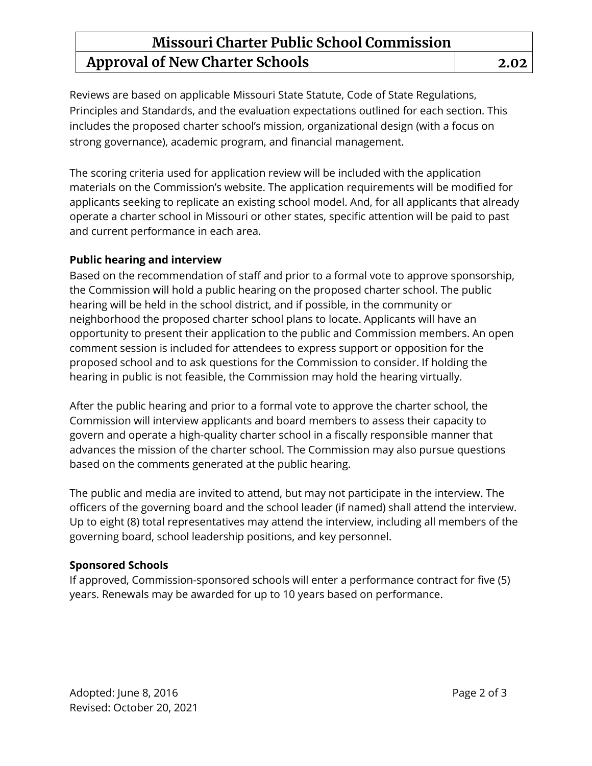Reviews are based on applicable Missouri State Statute, Code of State Regulations, Principles and Standards, and the evaluation expectations outlined for each section. This includes the proposed charter school's mission, organizational design (with a focus on strong governance), academic program, and financial management.

The scoring criteria used for application review will be included with the application materials on the Commission's website. The application requirements will be modified for applicants seeking to replicate an existing school model. And, for all applicants that already operate a charter school in Missouri or other states, specific attention will be paid to past and current performance in each area.

**Public hearing and interview**

Based on the recommendation of staff and prior to a formal vote to approve sponsorship, the Commission will hold a public hearing on the proposed charter school. The public hearing will be held in the school district, and if possible, in the community or neighborhood the proposed charter school plans to locate. Applicants will have an opportunity to present their application to the public and Commission members. An open comment session is included for attendees to express support or opposition for the proposed school and to ask questions for the Commission to consider. If holding the hearing in public is not feasible, the Commission may hold the hearing virtually.

After the public hearing and prior to a formal vote to approve the charter school, the Commission will interview applicants and board members to assess their capacity to govern and operate a high-quality charter school in a fiscally responsible manner that advances the mission of the charter school. The Commission may also pursue questions based on the comments generated at the public hearing.

The public and media are invited to attend, but may not participate in the interview. The officers of the governing board and the school leader (if named) shall attend the interview. Up to eight (8) total representatives may attend the interview, including all members of the governing board, school leadership positions, and key personnel.

**Sponsored Schools**

If approved, Commission-sponsored schools will enter a performance contract for five (5) years. Renewals may be awarded for up to 10 years based on performance.

Adopted: June 8, 2016
Revised: October 20, 2021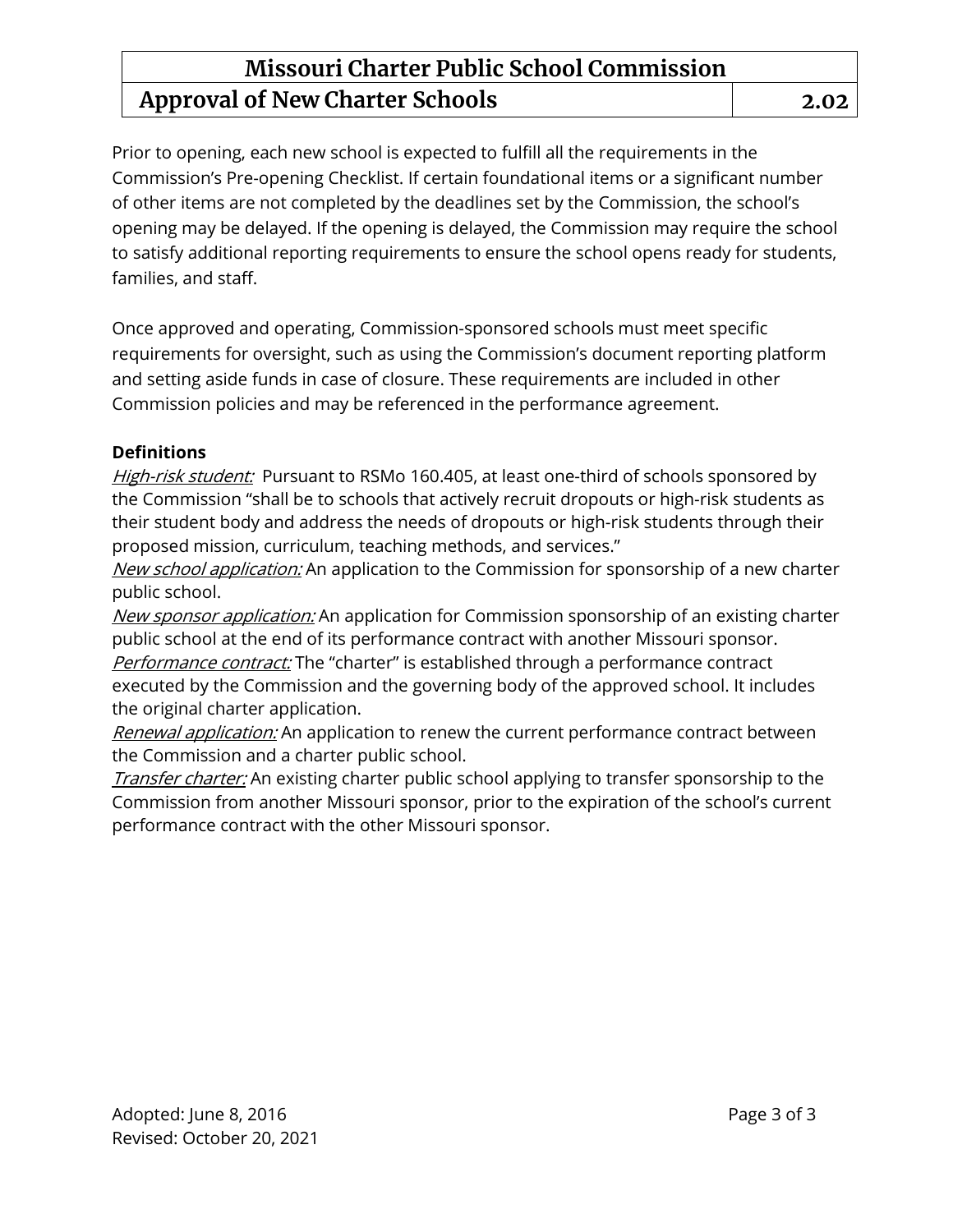Prior to opening, each new school is expected to fulfill all the requirements in the Commission's Pre-opening Checklist. If certain foundational items or a significant number of other items are not completed by the deadlines set by the Commission, the school's opening may be delayed. If the opening is delayed, the Commission may require the school to satisfy additional reporting requirements to ensure the school opens ready for students, families, and staff.

Once approved and operating, Commission-sponsored schools must meet specific requirements for oversight, such as using the Commission's document reporting platform and setting aside funds in case of closure. These requirements are included in other Commission policies and may be referenced in the performance agreement.

**Definitions**

*High-risk student:* Pursuant to RSMo 160.405, at least one-third of schools sponsored by the Commission "shall be to schools that actively recruit dropouts or high-risk students as their student body and address the needs of dropouts or high-risk students through their proposed mission, curriculum, teaching methods, and services."

*New school application:* An application to the Commission for sponsorship of a new charter public school.

*New sponsor application:* An application for Commission sponsorship of an existing charter public school at the end of its performance contract with another Missouri sponsor.

*Performance contract:* The "charter" is established through a performance contract executed by the Commission and the governing body of the approved school. It includes the original charter application.

*Renewal application:* An application to renew the current performance contract between the Commission and a charter public school.

*Transfer charter:* An existing charter public school applying to transfer sponsorship to the Commission from another Missouri sponsor, prior to the expiration of the school's current performance contract with the other Missouri sponsor.

Adopted: June 8, 2016
Revised: October 20, 2021